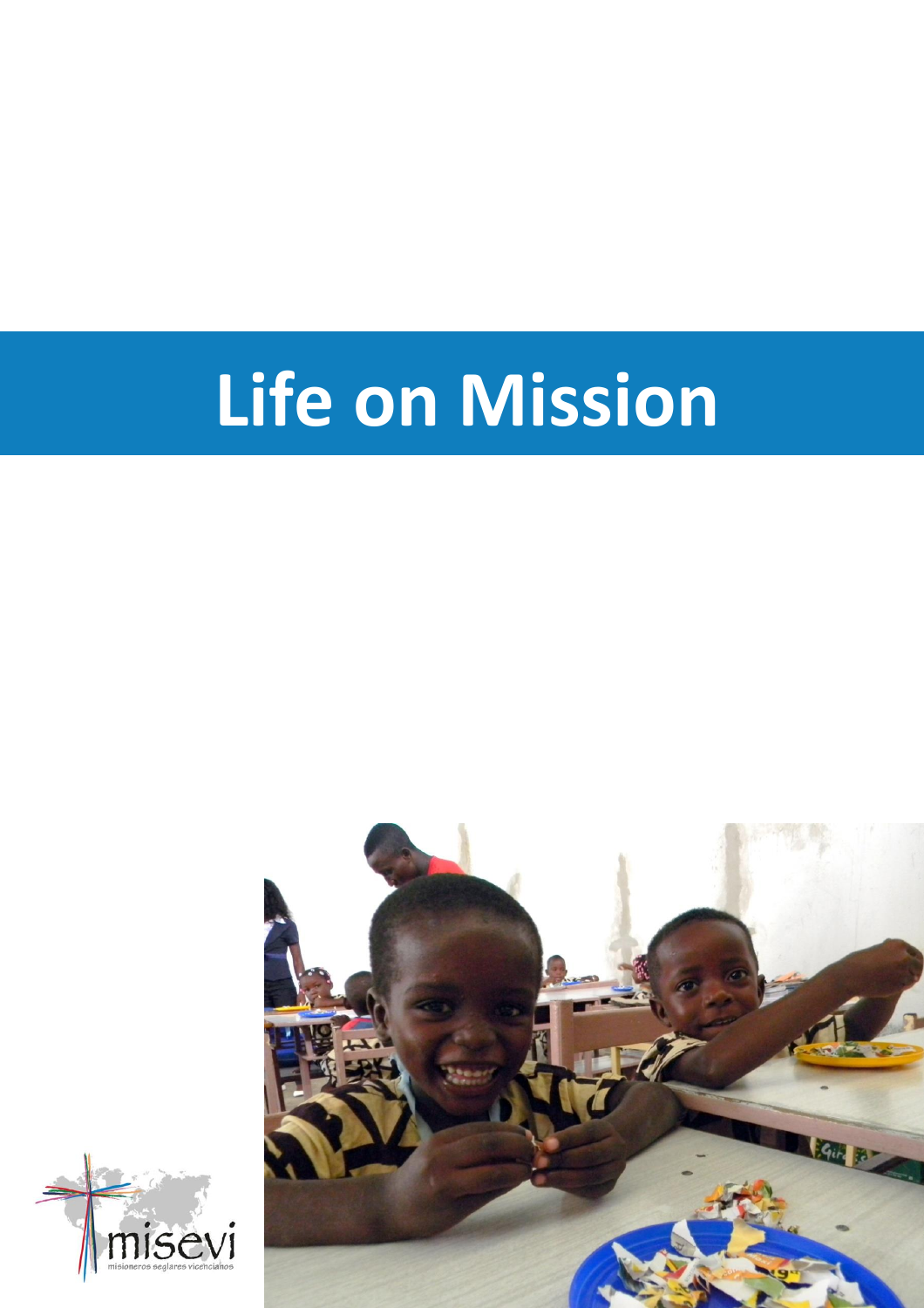# Life on Mission

misevi

misioneros seglares vicencianos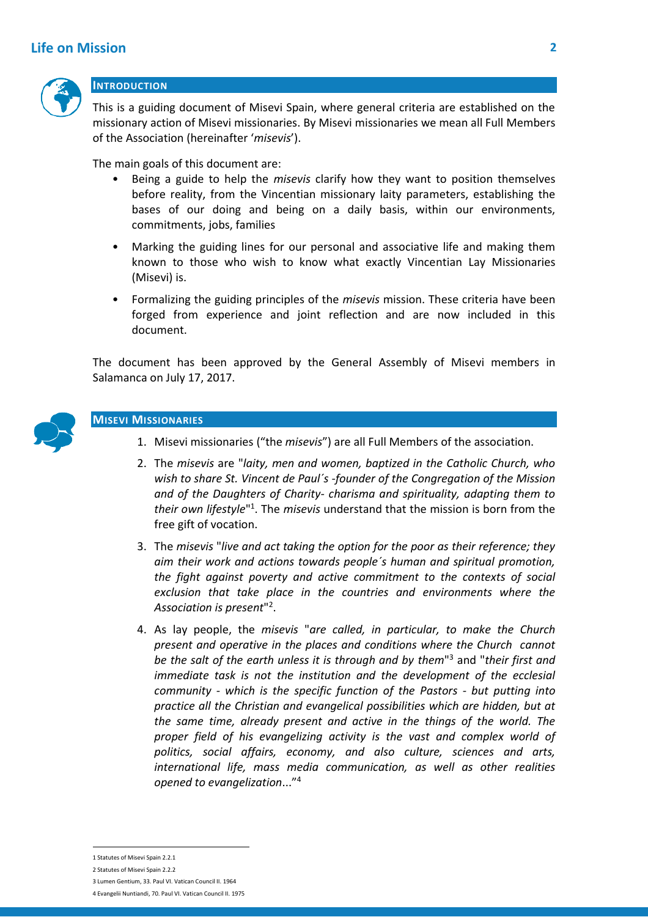## INTRODUCTION

This is a guiding document of Misevi Spain, where general criteria are established on the missionary action of Misevi missionaries. By Misevi missionaries we mean all Full Members of the Association (hereinafter '*misevis*').

The main goals of this document are:

- Being a guide to help the *misevis* clarify how they want to position themselves before reality, from the Vincentian missionary laity parameters, establishing the bases of our doing and being on a daily basis, within our environments, commitments, jobs, families
- Marking the guiding lines for our personal and associative life and making them known to those who wish to know what exactly Vincentian Lay Missionaries (Misevi) is.
- Formalizing the guiding principles of the *misevis* mission. These criteria have been forged from experience and joint reflection and are now included in this document.

The document has been approved by the General Assembly of Misevi members in Salamanca on July 17, 2017.

## MISEVI MISSIONARIES

1. Misevi missionaries ("the *misevis*") are all Full Members of the association.
2. The *misevis* are "*laity, men and women, baptized in the Catholic Church, who wish to share St. Vincent de Paul´s -founder of the Congregation of the Mission and of the Daughters of Charity- charisma and spirituality, adapting them to their own lifestyle*"[1]. The *misevis* understand that the mission is born from the free gift of vocation.
3. The *misevis* "*live and act taking the option for the poor as their reference; they aim their work and actions towards people´s human and spiritual promotion, the fight against poverty and active commitment to the contexts of social exclusion that take place in the countries and environments where the Association is present*"[2].
4. As lay people, the *misevis* "*are called, in particular, to make the Church present and operative in the places and conditions where the Church cannot be the salt of the earth unless it is through and by them*"[3] and "*their first and immediate task is not the institution and the development of the ecclesial community - which is the specific function of the Pastors - but putting into practice all the Christian and evangelical possibilities which are hidden, but at the same time, already present and active in the things of the world. The proper field of his evangelizing activity is the vast and complex world of politics, social affairs, economy, and also culture, sciences and arts, international life, mass media communication, as well as other realities opened to evangelization*..."[4]

---

1 Statutes of Misevi Spain 2.2.1

2 Statutes of Misevi Spain 2.2.2

3 Lumen Gentium, 33. Paul VI. Vatican Council II. 1964

4 Evangelii Nuntiandi, 70. Paul VI. Vatican Council II. 1975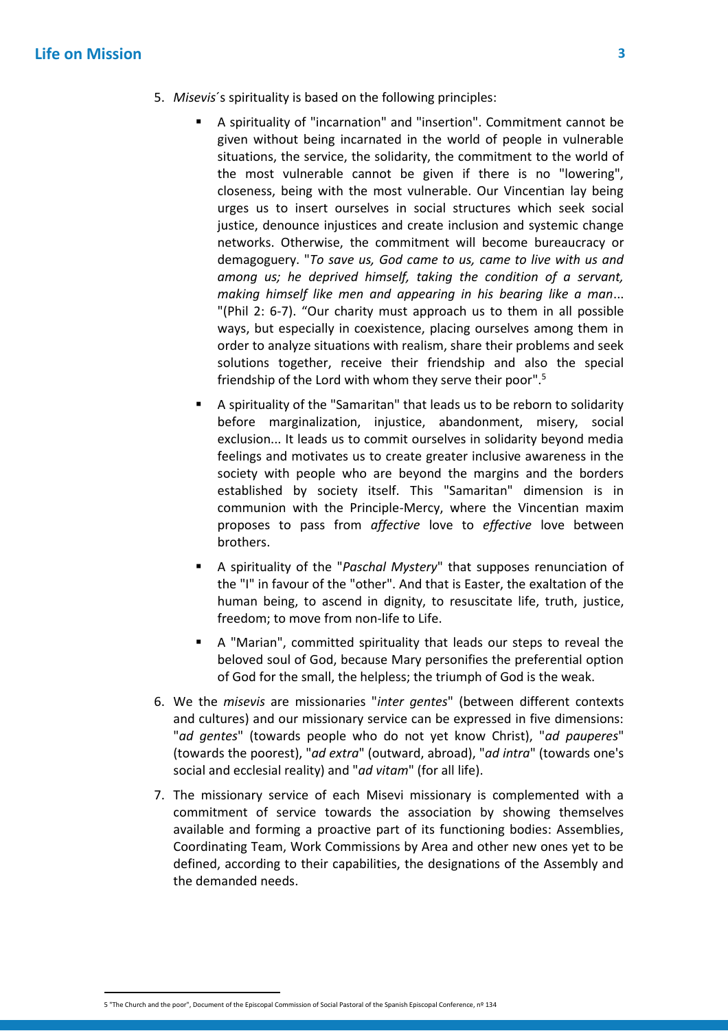5. *Misevis*´s spirituality is based on the following principles:

   - A spirituality of "incarnation" and "insertion". Commitment cannot be given without being incarnated in the world of people in vulnerable situations, the service, the solidarity, the commitment to the world of the most vulnerable cannot be given if there is no "lowering", closeness, being with the most vulnerable. Our Vincentian lay being urges us to insert ourselves in social structures which seek social justice, denounce injustices and create inclusion and systemic change networks. Otherwise, the commitment will become bureaucracy or demagoguery. "*To save us, God came to us, came to live with us and among us; he deprived himself, taking the condition of a servant, making himself like men and appearing in his bearing like a man*... "(Phil 2: 6-7). "Our charity must approach us to them in all possible ways, but especially in coexistence, placing ourselves among them in order to analyze situations with realism, share their problems and seek solutions together, receive their friendship and also the special friendship of the Lord with whom they serve their poor".[5]
   - A spirituality of the "Samaritan" that leads us to be reborn to solidarity before marginalization, injustice, abandonment, misery, social exclusion... It leads us to commit ourselves in solidarity beyond media feelings and motivates us to create greater inclusive awareness in the society with people who are beyond the margins and the borders established by society itself. This "Samaritan" dimension is in communion with the Principle-Mercy, where the Vincentian maxim proposes to pass from *affective* love to *effective* love between brothers.
   - A spirituality of the "*Paschal Mystery*" that supposes renunciation of the "I" in favour of the "other". And that is Easter, the exaltation of the human being, to ascend in dignity, to resuscitate life, truth, justice, freedom; to move from non-life to Life.
   - A "Marian", committed spirituality that leads our steps to reveal the beloved soul of God, because Mary personifies the preferential option of God for the small, the helpless; the triumph of God is the weak.

6. We the *misevis* are missionaries "*inter gentes*" (between different contexts and cultures) and our missionary service can be expressed in five dimensions: "*ad gentes*" (towards people who do not yet know Christ), "*ad pauperes*" (towards the poorest), "*ad extra*" (outward, abroad), "*ad intra*" (towards one's social and ecclesial reality) and "*ad vitam*" (for all life).

7. The missionary service of each Misevi missionary is complemented with a commitment of service towards the association by showing themselves available and forming a proactive part of its functioning bodies: Assemblies, Coordinating Team, Work Commissions by Area and other new ones yet to be defined, according to their capabilities, the designations of the Assembly and the demanded needs.

---

[5] "The Church and the poor", Document of the Episcopal Commission of Social Pastoral of the Spanish Episcopal Conference, nº 134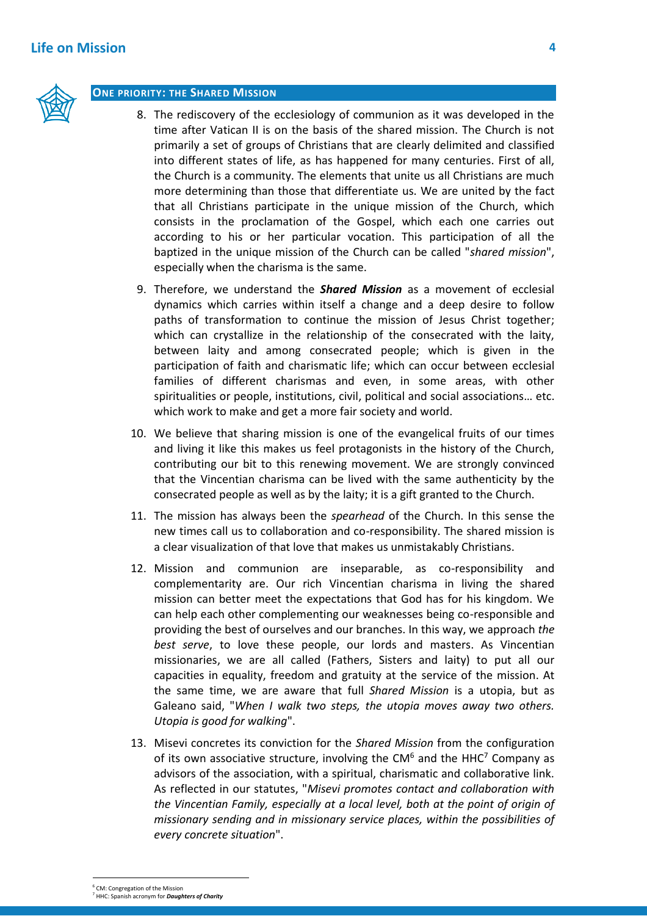## ONE PRIORITY: THE SHARED MISSION

8. The rediscovery of the ecclesiology of communion as it was developed in the time after Vatican II is on the basis of the shared mission. The Church is not primarily a set of groups of Christians that are clearly delimited and classified into different states of life, as has happened for many centuries. First of all, the Church is a community. The elements that unite us all Christians are much more determining than those that differentiate us. We are united by the fact that all Christians participate in the unique mission of the Church, which consists in the proclamation of the Gospel, which each one carries out according to his or her particular vocation. This participation of all the baptized in the unique mission of the Church can be called "*shared mission*", especially when the charisma is the same.

9. Therefore, we understand the ***Shared Mission*** as a movement of ecclesial dynamics which carries within itself a change and a deep desire to follow paths of transformation to continue the mission of Jesus Christ together; which can crystallize in the relationship of the consecrated with the laity, between laity and among consecrated people; which is given in the participation of faith and charismatic life; which can occur between ecclesial families of different charismas and even, in some areas, with other spiritualities or people, institutions, civil, political and social associations… etc. which work to make and get a more fair society and world.

10. We believe that sharing mission is one of the evangelical fruits of our times and living it like this makes us feel protagonists in the history of the Church, contributing our bit to this renewing movement. We are strongly convinced that the Vincentian charisma can be lived with the same authenticity by the consecrated people as well as by the laity; it is a gift granted to the Church.

11. The mission has always been the *spearhead* of the Church. In this sense the new times call us to collaboration and co-responsibility. The shared mission is a clear visualization of that love that makes us unmistakably Christians.

12. Mission and communion are inseparable, as co-responsibility and complementarity are. Our rich Vincentian charisma in living the shared mission can better meet the expectations that God has for his kingdom. We can help each other complementing our weaknesses being co-responsible and providing the best of ourselves and our branches. In this way, we approach *the best serve*, to love these people, our lords and masters. As Vincentian missionaries, we are all called (Fathers, Sisters and laity) to put all our capacities in equality, freedom and gratuity at the service of the mission. At the same time, we are aware that full *Shared Mission* is a utopia, but as Galeano said, "*When I walk two steps, the utopia moves away two others. Utopia is good for walking*".

13. Misevi concretes its conviction for the *Shared Mission* from the configuration of its own associative structure, involving the CM[6] and the HHC[7] Company as advisors of the association, with a spiritual, charismatic and collaborative link. As reflected in our statutes, "*Misevi promotes contact and collaboration with the Vincentian Family, especially at a local level, both at the point of origin of missionary sending and in missionary service places, within the possibilities of every concrete situation*".

---

[6] CM: Congregation of the Mission

[7] HHC: Spanish acronym for ***Daughters of Charity***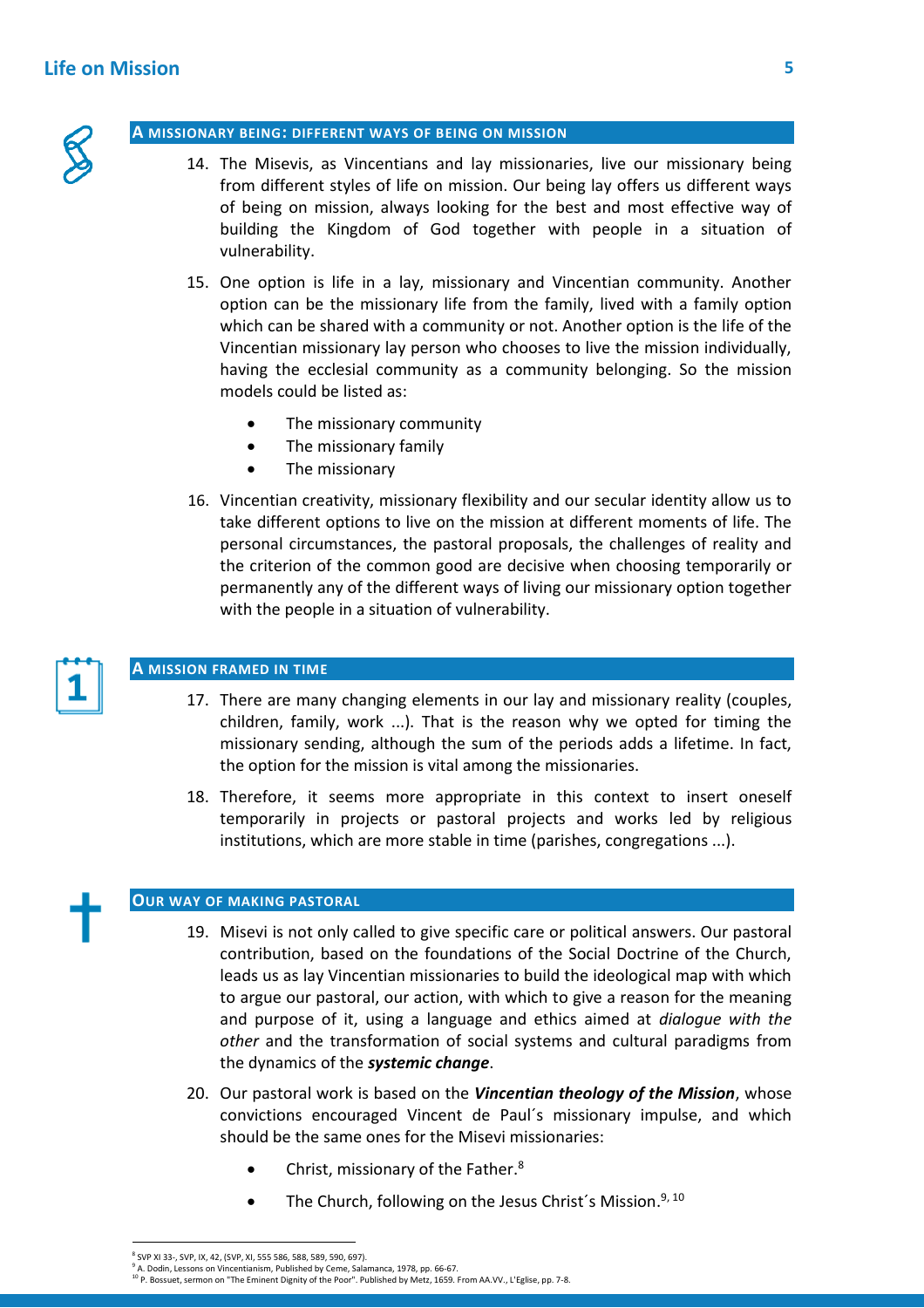## A MISSIONARY BEING: DIFFERENT WAYS OF BEING ON MISSION

14. The Misevis, as Vincentians and lay missionaries, live our missionary being from different styles of life on mission. Our being lay offers us different ways of being on mission, always looking for the best and most effective way of building the Kingdom of God together with people in a situation of vulnerability.

15. One option is life in a lay, missionary and Vincentian community. Another option can be the missionary life from the family, lived with a family option which can be shared with a community or not. Another option is the life of the Vincentian missionary lay person who chooses to live the mission individually, having the ecclesial community as a community belonging. So the mission models could be listed as:

    - The missionary community
    - The missionary family
    - The missionary

16. Vincentian creativity, missionary flexibility and our secular identity allow us to take different options to live on the mission at different moments of life. The personal circumstances, the pastoral proposals, the challenges of reality and the criterion of the common good are decisive when choosing temporarily or permanently any of the different ways of living our missionary option together with the people in a situation of vulnerability.

## A MISSION FRAMED IN TIME

17. There are many changing elements in our lay and missionary reality (couples, children, family, work ...). That is the reason why we opted for timing the missionary sending, although the sum of the periods adds a lifetime. In fact, the option for the mission is vital among the missionaries.

18. Therefore, it seems more appropriate in this context to insert oneself temporarily in projects or pastoral projects and works led by religious institutions, which are more stable in time (parishes, congregations ...).

## OUR WAY OF MAKING PASTORAL

19. Misevi is not only called to give specific care or political answers. Our pastoral contribution, based on the foundations of the Social Doctrine of the Church, leads us as lay Vincentian missionaries to build the ideological map with which to argue our pastoral, our action, with which to give a reason for the meaning and purpose of it, using a language and ethics aimed at *dialogue with the other* and the transformation of social systems and cultural paradigms from the dynamics of the ***systemic change***.

20. Our pastoral work is based on the ***Vincentian theology of the Mission***, whose convictions encouraged Vincent de Paul´s missionary impulse, and which should be the same ones for the Misevi missionaries:

    - Christ, missionary of the Father.[8]
    - The Church, following on the Jesus Christ´s Mission.[9, 10]

---

[8] SVP XI 33-, SVP, IX, 42, (SVP, XI, 555 586, 588, 589, 590, 697).

[9] A. Dodin, Lessons on Vincentianism, Published by Ceme, Salamanca, 1978, pp. 66-67.

[10] P. Bossuet, sermon on "The Eminent Dignity of the Poor". Published by Metz, 1659. From AA.VV., L'Eglise, pp. 7-8.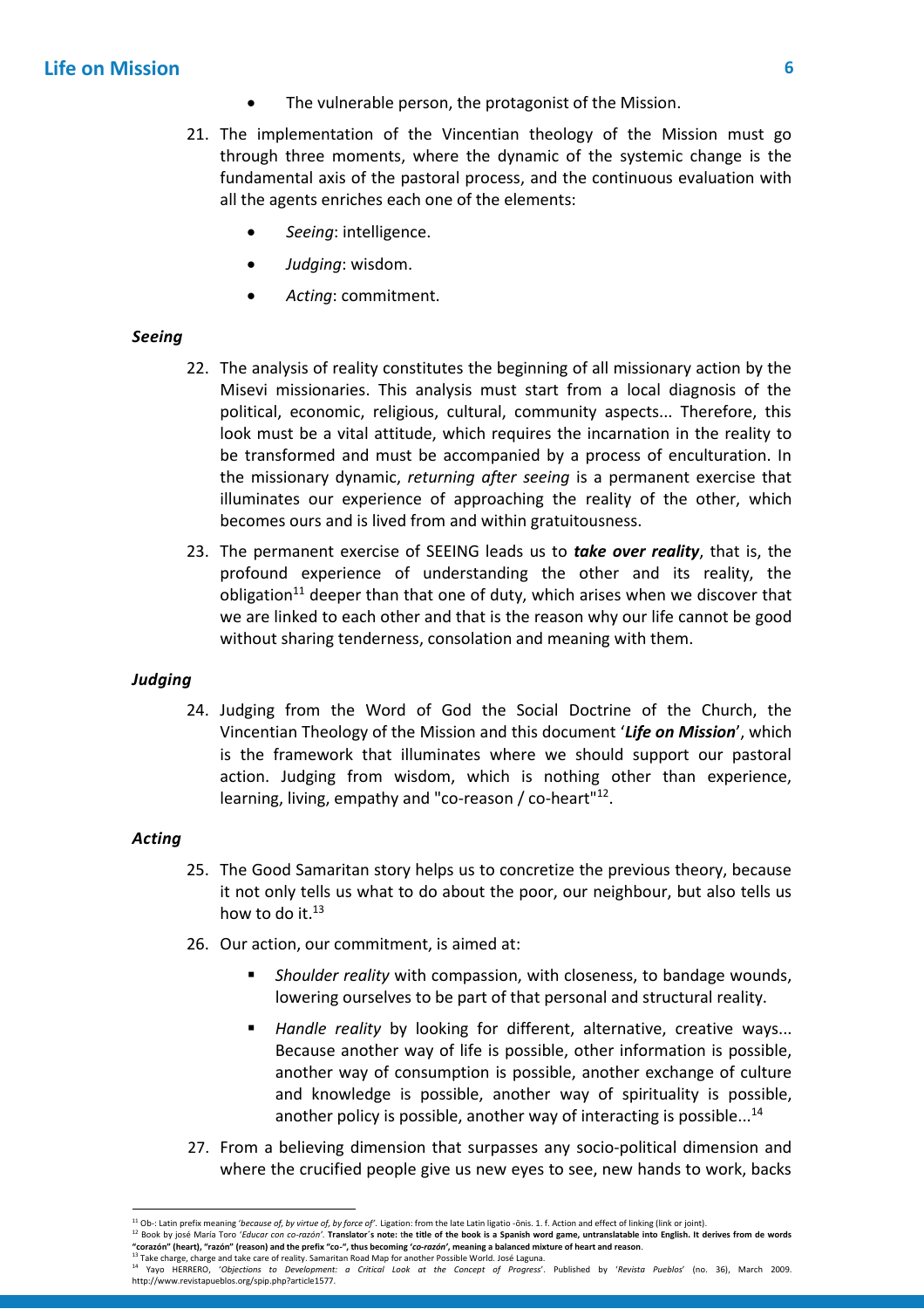- The vulnerable person, the protagonist of the Mission.

21. The implementation of the Vincentian theology of the Mission must go through three moments, where the dynamic of the systemic change is the fundamental axis of the pastoral process, and the continuous evaluation with all the agents enriches each one of the elements:

    - *Seeing*: intelligence.
    - *Judging*: wisdom.
    - *Acting*: commitment.

### *Seeing*

22. The analysis of reality constitutes the beginning of all missionary action by the Misevi missionaries. This analysis must start from a local diagnosis of the political, economic, religious, cultural, community aspects... Therefore, this look must be a vital attitude, which requires the incarnation in the reality to be transformed and must be accompanied by a process of enculturation. In the missionary dynamic, *returning after seeing* is a permanent exercise that illuminates our experience of approaching the reality of the other, which becomes ours and is lived from and within gratuitousness.

23. The permanent exercise of SEEING leads us to ***take over reality***, that is, the profound experience of understanding the other and its reality, the obligation[11] deeper than that one of duty, which arises when we discover that we are linked to each other and that is the reason why our life cannot be good without sharing tenderness, consolation and meaning with them.

### *Judging*

24. Judging from the Word of God the Social Doctrine of the Church, the Vincentian Theology of the Mission and this document '***Life on Mission***', which is the framework that illuminates where we should support our pastoral action. Judging from wisdom, which is nothing other than experience, learning, living, empathy and "co-reason / co-heart"[12].

### *Acting*

25. The Good Samaritan story helps us to concretize the previous theory, because it not only tells us what to do about the poor, our neighbour, but also tells us how to do it.[13]

26. Our action, our commitment, is aimed at:

    - *Shoulder reality* with compassion, with closeness, to bandage wounds, lowering ourselves to be part of that personal and structural reality.
    - *Handle reality* by looking for different, alternative, creative ways... Because another way of life is possible, other information is possible, another way of consumption is possible, another exchange of culture and knowledge is possible, another way of spirituality is possible, another policy is possible, another way of interacting is possible...[14]

27. From a believing dimension that surpasses any socio-political dimension and where the crucified people give us new eyes to see, new hands to work, backs

---

[11] Ob-: Latin prefix meaning '*because of, by virtue of, by force of*'. Ligation: from the late Latin ligatio -ōnis. 1. f. Action and effect of linking (link or joint).

[12] Book by José María Toro '*Educar con co-razón*'. **Translator´s note: the title of the book is a Spanish word game, untranslatable into English. It derives from de words "corazón" (heart), "razón" (reason) and the prefix "co-", thus becoming '*co-razón*', meaning a balanced mixture of heart and reason**.

[13] Take charge, charge and take care of reality. Samaritan Road Map for another Possible World. José Laguna.

[14] Yayo HERRERO, '*Objections to Development: a Critical Look at the Concept of Progress*'. Published by '*Revista Pueblos*' (no. 36), March 2009. http://www.revistapueblos.org/spip.php?article1577.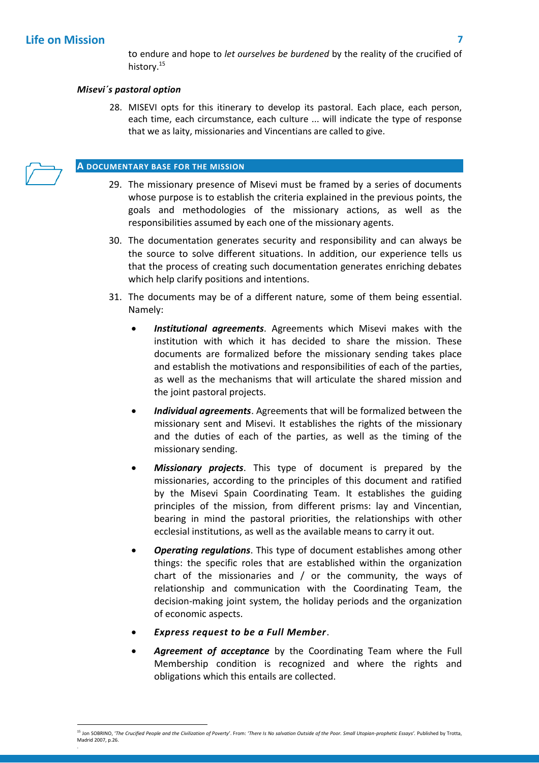to endure and hope to *let ourselves be burdened* by the reality of the crucified of history.[15]

***Misevi´s pastoral option***

28. MISEVI opts for this itinerary to develop its pastoral. Each place, each person, each time, each circumstance, each culture ... will indicate the type of response that we as laity, missionaries and Vincentians are called to give.

## A DOCUMENTARY BASE FOR THE MISSION

29. The missionary presence of Misevi must be framed by a series of documents whose purpose is to establish the criteria explained in the previous points, the goals and methodologies of the missionary actions, as well as the responsibilities assumed by each one of the missionary agents.

30. The documentation generates security and responsibility and can always be the source to solve different situations. In addition, our experience tells us that the process of creating such documentation generates enriching debates which help clarify positions and intentions.

31. The documents may be of a different nature, some of them being essential. Namely:

    - ***Institutional agreements***. Agreements which Misevi makes with the institution with which it has decided to share the mission. These documents are formalized before the missionary sending takes place and establish the motivations and responsibilities of each of the parties, as well as the mechanisms that will articulate the shared mission and the joint pastoral projects.
    - ***Individual agreements***. Agreements that will be formalized between the missionary sent and Misevi. It establishes the rights of the missionary and the duties of each of the parties, as well as the timing of the missionary sending.
    - ***Missionary projects***. This type of document is prepared by the missionaries, according to the principles of this document and ratified by the Misevi Spain Coordinating Team. It establishes the guiding principles of the mission, from different prisms: lay and Vincentian, bearing in mind the pastoral priorities, the relationships with other ecclesial institutions, as well as the available means to carry it out.
    - ***Operating regulations***. This type of document establishes among other things: the specific roles that are established within the organization chart of the missionaries and / or the community, the ways of relationship and communication with the Coordinating Team, the decision-making joint system, the holiday periods and the organization of economic aspects.
    - ***Express request to be a Full Member***.
    - ***Agreement of acceptance*** by the Coordinating Team where the Full Membership condition is recognized and where the rights and obligations which this entails are collected.

---

[15] Jon SOBRINO, '*The Crucified People and the Civilization of Poverty*'. From: '*There Is No salvation Outside of the Poor. Small Utopian-prophetic Essays'*. Published by Trotta, Madrid 2007, p.26.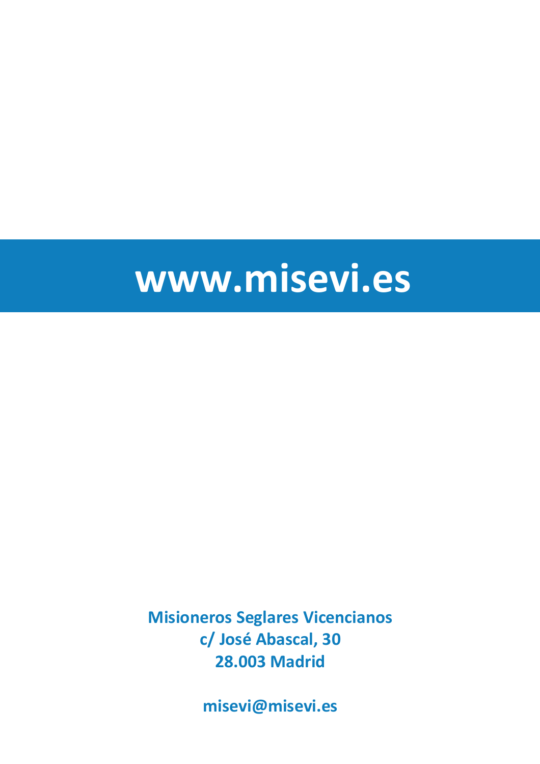# www.misevi.es

**Misioneros Seglares Vicencianos**
**c/ José Abascal, 30**
**28.003 Madrid**

**misevi@misevi.es**